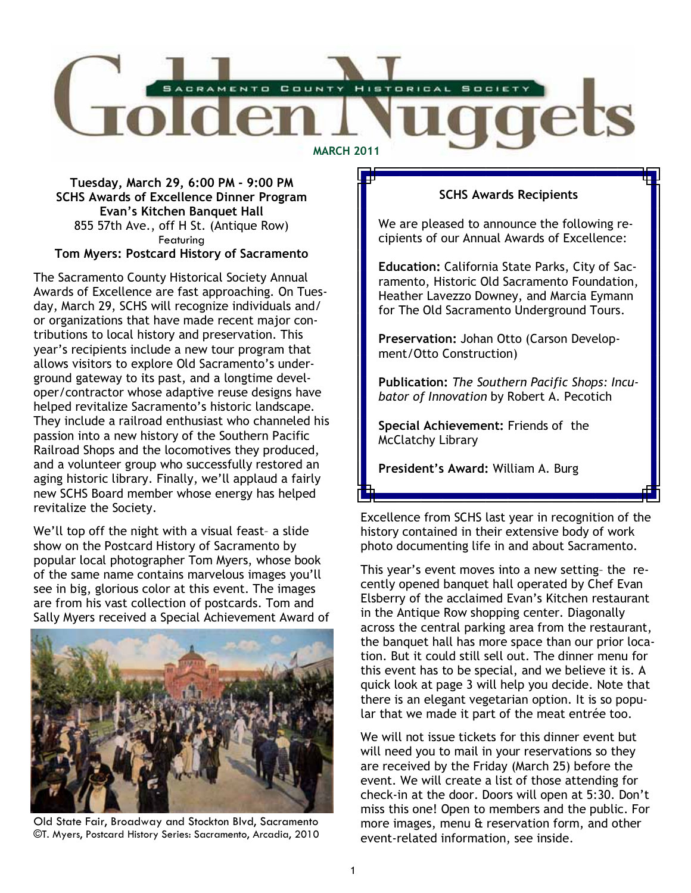# Golden Nuggets

SACRAMENTO COUNTY HISTORICAL SOCIETY

**MARCH 2011**

**Tuesday, March 29, 6:00 PM - 9:00 PM**
**SCHS Awards of Excellence Dinner Program**
**Evan's Kitchen Banquet Hall**
855 57th Ave., off H St. (Antique Row)
Featuring
**Tom Myers: Postcard History of Sacramento**

The Sacramento County Historical Society Annual Awards of Excellence are fast approaching. On Tuesday, March 29, SCHS will recognize individuals and/ or organizations that have made recent major contributions to local history and preservation. This year's recipients include a new tour program that allows visitors to explore Old Sacramento's underground gateway to its past, and a longtime developer/contractor whose adaptive reuse designs have helped revitalize Sacramento's historic landscape. They include a railroad enthusiast who channeled his passion into a new history of the Southern Pacific Railroad Shops and the locomotives they produced, and a volunteer group who successfully restored an aging historic library. Finally, we'll applaud a fairly new SCHS Board member whose energy has helped revitalize the Society.

We'll top off the night with a visual feast– a slide show on the Postcard History of Sacramento by popular local photographer Tom Myers, whose book of the same name contains marvelous images you'll see in big, glorious color at this event. The images are from his vast collection of postcards. Tom and Sally Myers received a Special Achievement Award of Excellence from SCHS last year in recognition of the history contained in their extensive body of work photo documenting life in and about Sacramento.

Old State Fair, Broadway and Stockton Blvd, Sacramento
©T. Myers, Postcard History Series: Sacramento, Arcadia, 2010

### SCHS Awards Recipients

We are pleased to announce the following recipients of our Annual Awards of Excellence:

**Education:** California State Parks, City of Sacramento, Historic Old Sacramento Foundation, Heather Lavezzo Downey, and Marcia Eymann for The Old Sacramento Underground Tours.

**Preservation:** Johan Otto (Carson Development/Otto Construction)

**Publication:** *The Southern Pacific Shops: Incubator of Innovation* by Robert A. Pecotich

**Special Achievement:** Friends of the McClatchy Library

**President's Award:** William A. Burg

This year's event moves into a new setting– the recently opened banquet hall operated by Chef Evan Elsberry of the acclaimed Evan's Kitchen restaurant in the Antique Row shopping center. Diagonally across the central parking area from the restaurant, the banquet hall has more space than our prior location. But it could still sell out. The dinner menu for this event has to be special, and we believe it is. A quick look at page 3 will help you decide. Note that there is an elegant vegetarian option. It is so popular that we made it part of the meat entrée too.

We will not issue tickets for this dinner event but will need you to mail in your reservations so they are received by the Friday (March 25) before the event. We will create a list of those attending for check-in at the door. Doors will open at 5:30. Don't miss this one! Open to members and the public. For more images, menu & reservation form, and other event-related information, see inside.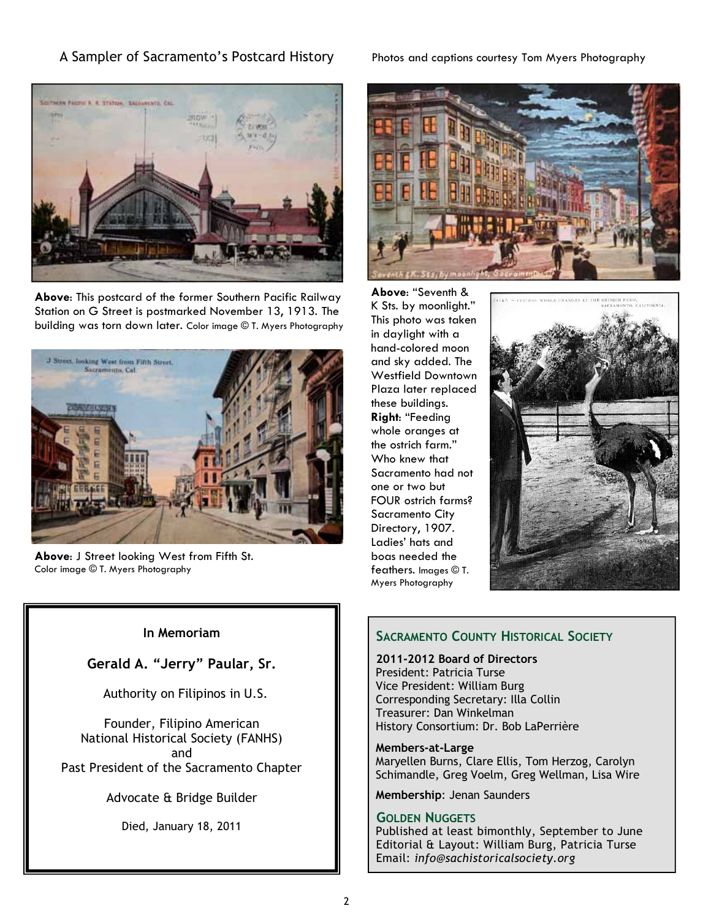## A Sampler of Sacramento's Postcard History

Photos and captions courtesy Tom Myers Photography

**Above**: This postcard of the former Southern Pacific Railway Station on G Street is postmarked November 13, 1913. The building was torn down later. Color image © T. Myers Photography

**Above**: J Street looking West from Fifth St. Color image © T. Myers Photography

**Above**: "Seventh & K Sts. by moonlight." This photo was taken in daylight with a hand-colored moon and sky added. The Westfield Downtown Plaza later replaced these buildings.

**Right**: "Feeding whole oranges at the ostrich farm." Who knew that Sacramento had not one or two but FOUR ostrich farms? Sacramento City Directory, 1907. Ladies' hats and boas needed the feathers. Images © T. Myers Photography

---

**In Memoriam**

**Gerald A. "Jerry" Paular, Sr.**

Authority on Filipinos in U.S.

Founder, Filipino American National Historical Society (FANHS) and Past President of the Sacramento Chapter

Advocate & Bridge Builder

Died, January 18, 2011

---

## Sacramento County Historical Society

**2011-2012 Board of Directors**
President: Patricia Turse
Vice President: William Burg
Corresponding Secretary: Illa Collin
Treasurer: Dan Winkelman
History Consortium: Dr. Bob LaPerrière

**Members-at-Large**
Maryellen Burns, Clare Ellis, Tom Herzog, Carolyn Schimandle, Greg Voelm, Greg Wellman, Lisa Wire

**Membership**: Jenan Saunders

### Golden Nuggets

Published at least bimonthly, September to June
Editorial & Layout: William Burg, Patricia Turse
Email: *info@sachistoricalsociety.org*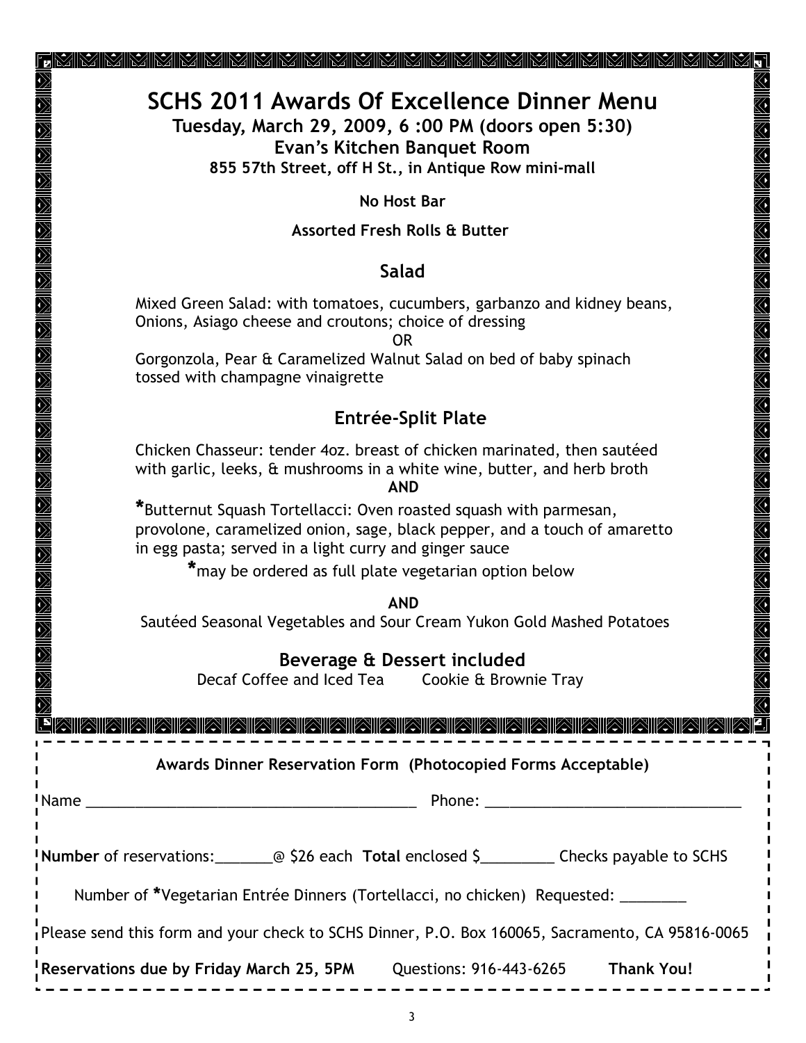# SCHS 2011 Awards Of Excellence Dinner Menu

**Tuesday, March 29, 2009, 6 :00 PM (doors open 5:30)**

**Evan's Kitchen Banquet Room**

**855 57th Street, off H St., in Antique Row mini-mall**

**No Host Bar**

**Assorted Fresh Rolls & Butter**

## Salad

Mixed Green Salad: with tomatoes, cucumbers, garbanzo and kidney beans, Onions, Asiago cheese and croutons; choice of dressing

OR

Gorgonzola, Pear & Caramelized Walnut Salad on bed of baby spinach tossed with champagne vinaigrette

## Entrée-Split Plate

Chicken Chasseur: tender 4oz. breast of chicken marinated, then sautéed with garlic, leeks, & mushrooms in a white wine, butter, and herb broth

**AND**

***Butternut Squash Tortellacci: Oven roasted squash with parmesan, provolone, caramelized onion, sage, black pepper, and a touch of amaretto in egg pasta; served in a light curry and ginger sauce**

***may be ordered as full plate vegetarian option below**

**AND**

Sautéed Seasonal Vegetables and Sour Cream Yukon Gold Mashed Potatoes

## Beverage & Dessert included

Decaf Coffee and Iced Tea    Cookie & Brownie Tray

---

**Awards Dinner Reservation Form (Photocopied Forms Acceptable)**

Name ________________________________________ Phone: ________________________________

**Number** of reservations:_______@ $26 each **Total** enclosed $_________ Checks payable to SCHS

Number of *Vegetarian Entrée Dinners (Tortellacci, no chicken) Requested: ________

Please send this form and your check to SCHS Dinner, P.O. Box 160065, Sacramento, CA 95816-0065

**Reservations due by Friday March 25, 5PM**    Questions: 916-443-6265    **Thank You!**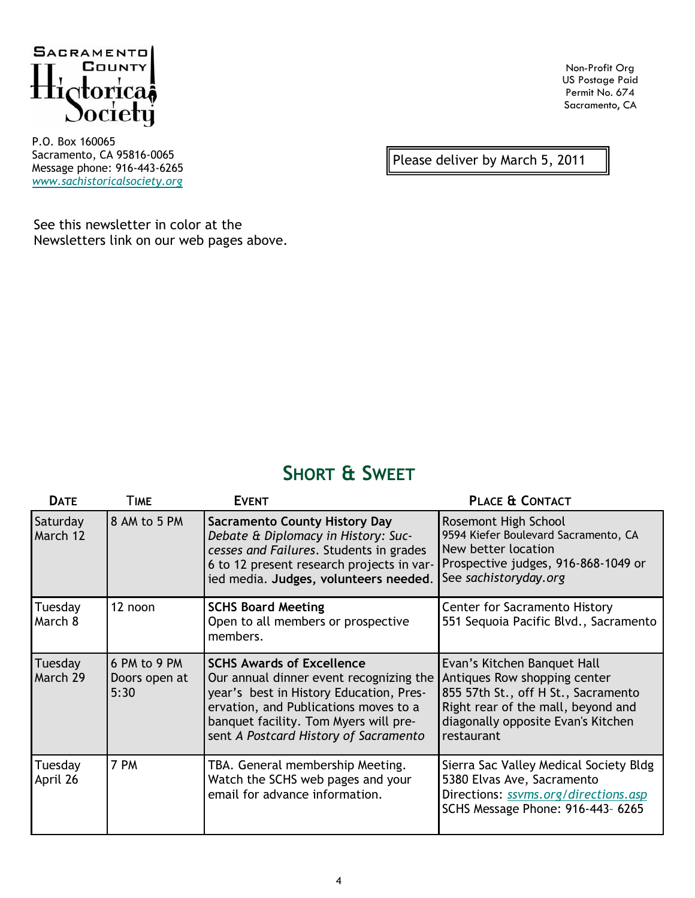Sacramento County Historical Society

P.O. Box 160065
Sacramento, CA 95816-0065
Message phone: 916-443-6265
www.sachistoricalsociety.org

Non-Profit Org
US Postage Paid
Permit No. 674
Sacramento, CA

Please deliver by March 5, 2011

See this newsletter in color at the Newsletters link on our web pages above.

## Short & Sweet

| Date | Time | Event | Place & Contact |
|---|---|---|---|
| Saturday March 12 | 8 AM to 5 PM | **Sacramento County History Day** *Debate & Diplomacy in History: Successes and Failures*. Students in grades 6 to 12 present research projects in varied media. **Judges, volunteers needed**. | Rosemont High School 9594 Kiefer Boulevard Sacramento, CA New better location Prospective judges, 916-868-1049 or See *sachistoryday.org* |
| Tuesday March 8 | 12 noon | **SCHS Board Meeting** Open to all members or prospective members. | Center for Sacramento History 551 Sequoia Pacific Blvd., Sacramento |
| Tuesday March 29 | 6 PM to 9 PM Doors open at 5:30 | **SCHS Awards of Excellence** Our annual dinner event recognizing the year's best in History Education, Preservation, and Publications moves to a banquet facility. Tom Myers will present *A Postcard History of Sacramento* | Evan's Kitchen Banquet Hall Antiques Row shopping center 855 57th St., off H St., Sacramento Right rear of the mall, beyond and diagonally opposite Evan's Kitchen restaurant |
| Tuesday April 26 | 7 PM | TBA. General membership Meeting. Watch the SCHS web pages and your email for advance information. | Sierra Sac Valley Medical Society Bldg 5380 Elvas Ave, Sacramento Directions: *ssvms.org/directions.asp* SCHS Message Phone: 916-443- 6265 |